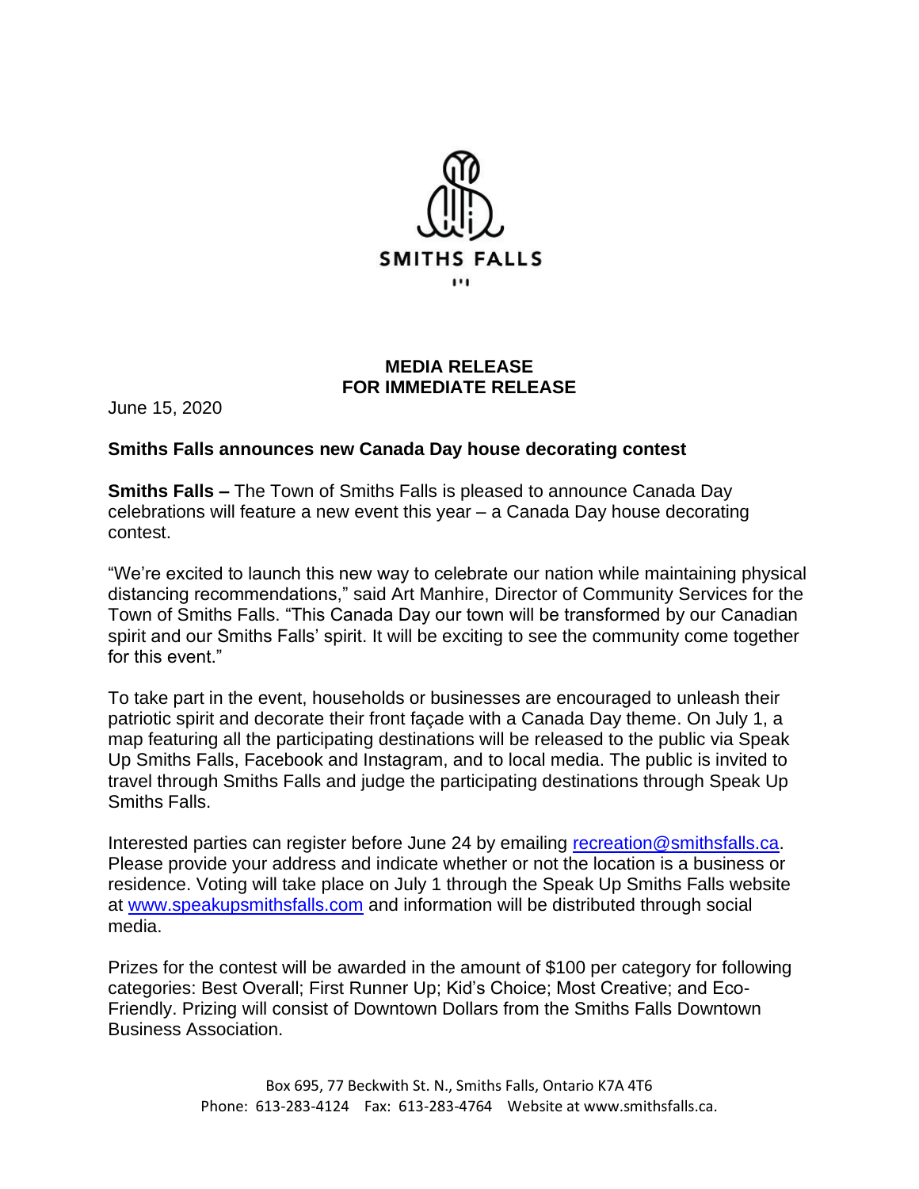SMITHS FALLS

**MEDIA RELEASE**
**FOR IMMEDIATE RELEASE**

June 15, 2020

**Smiths Falls announces new Canada Day house decorating contest**

**Smiths Falls –** The Town of Smiths Falls is pleased to announce Canada Day celebrations will feature a new event this year – a Canada Day house decorating contest.

"We're excited to launch this new way to celebrate our nation while maintaining physical distancing recommendations," said Art Manhire, Director of Community Services for the Town of Smiths Falls. "This Canada Day our town will be transformed by our Canadian spirit and our Smiths Falls' spirit. It will be exciting to see the community come together for this event."

To take part in the event, households or businesses are encouraged to unleash their patriotic spirit and decorate their front façade with a Canada Day theme. On July 1, a map featuring all the participating destinations will be released to the public via Speak Up Smiths Falls, Facebook and Instagram, and to local media. The public is invited to travel through Smiths Falls and judge the participating destinations through Speak Up Smiths Falls.

Interested parties can register before June 24 by emailing recreation@smithsfalls.ca. Please provide your address and indicate whether or not the location is a business or residence. Voting will take place on July 1 through the Speak Up Smiths Falls website at www.speakupsmithsfalls.com and information will be distributed through social media.

Prizes for the contest will be awarded in the amount of $100 per category for following categories: Best Overall; First Runner Up; Kid's Choice; Most Creative; and Eco-Friendly. Prizing will consist of Downtown Dollars from the Smiths Falls Downtown Business Association.

Box 695, 77 Beckwith St. N., Smiths Falls, Ontario K7A 4T6
Phone: 613-283-4124 Fax: 613-283-4764 Website at www.smithsfalls.ca.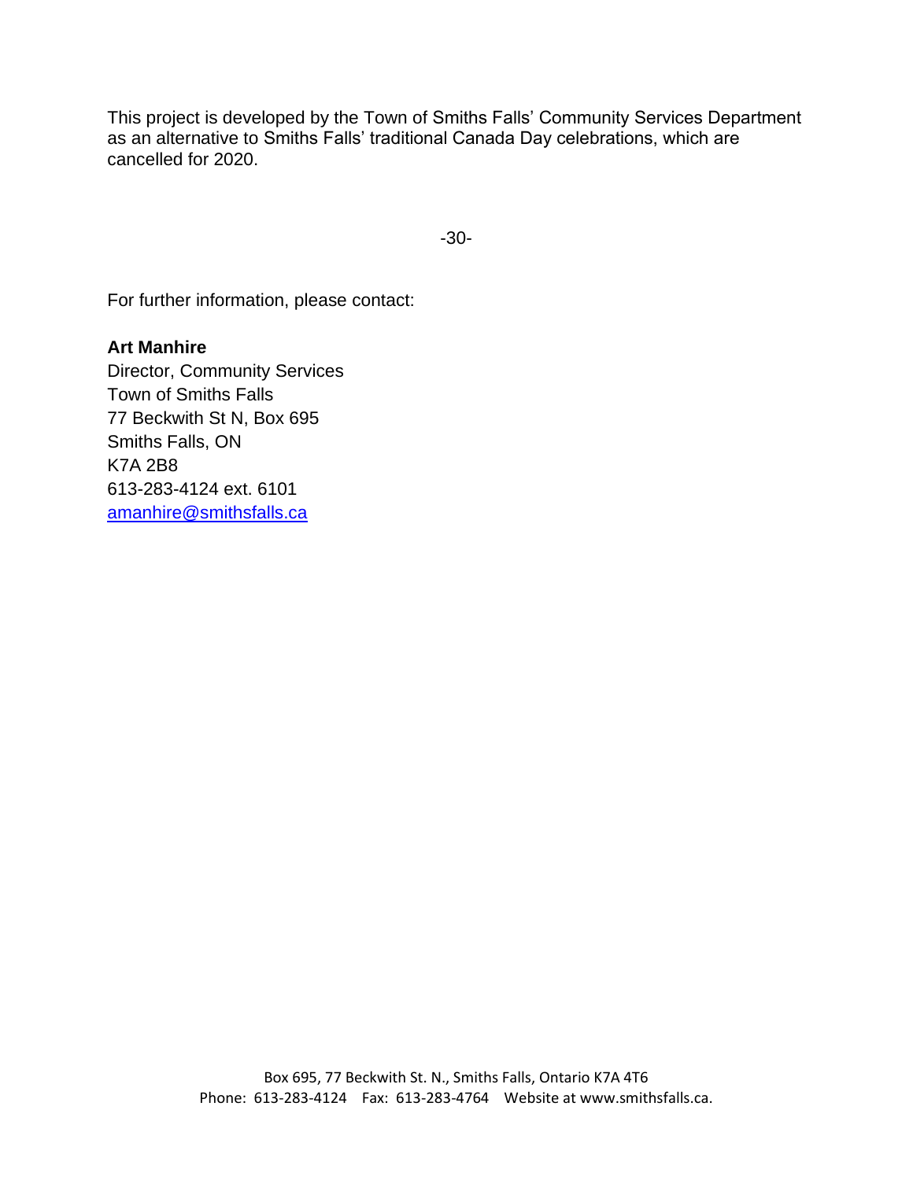This project is developed by the Town of Smiths Falls' Community Services Department as an alternative to Smiths Falls' traditional Canada Day celebrations, which are cancelled for 2020.

-30-

For further information, please contact:

**Art Manhire**
Director, Community Services
Town of Smiths Falls
77 Beckwith St N, Box 695
Smiths Falls, ON
K7A 2B8
613-283-4124 ext. 6101
amanhire@smithsfalls.ca